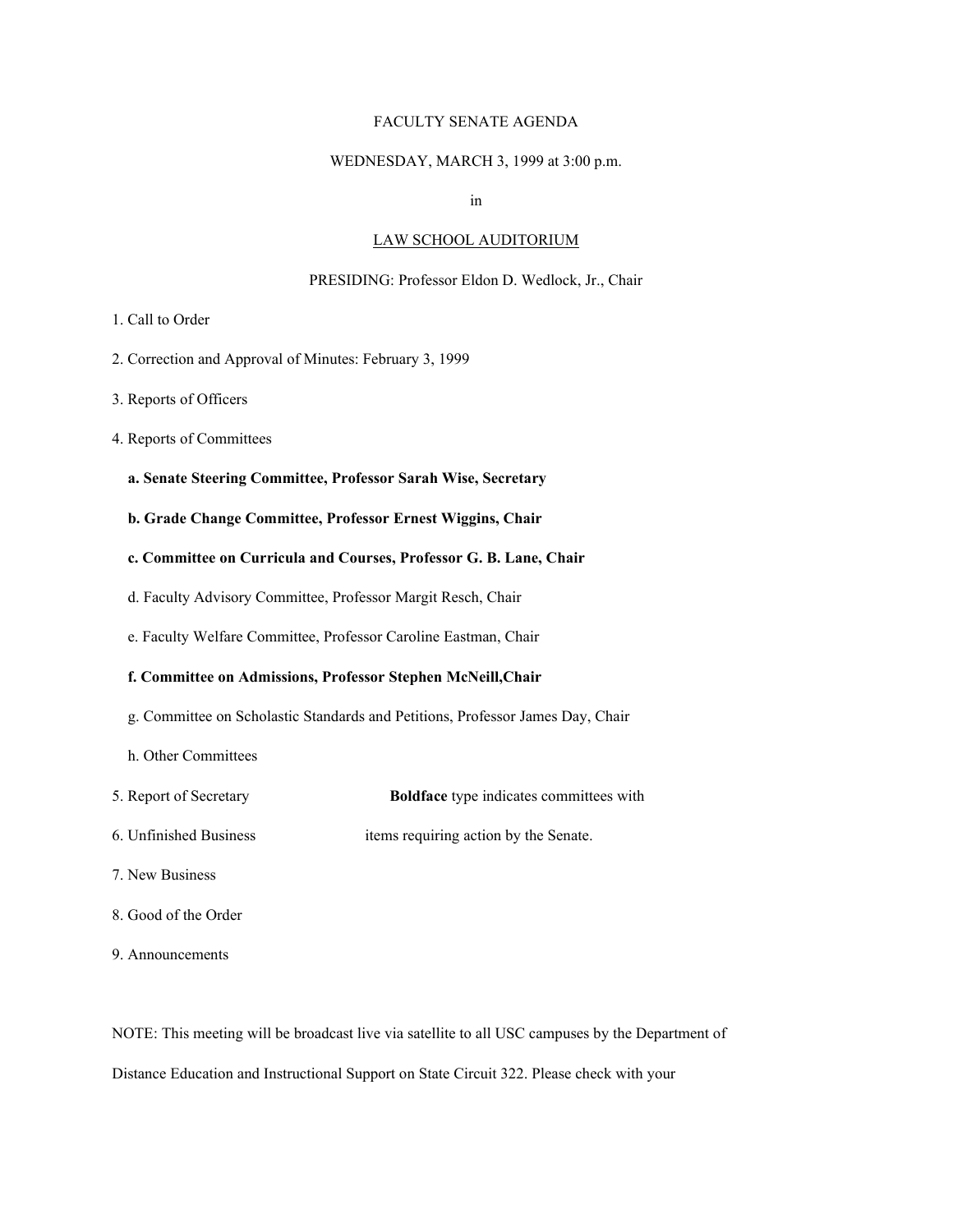# FACULTY SENATE AGENDA

WEDNESDAY, MARCH 3, 1999 at 3:00 p.m.

in

LAW SCHOOL AUDITORIUM

PRESIDING: Professor Eldon D. Wedlock, Jr., Chair

1. Call to Order

2. Correction and Approval of Minutes: February 3, 1999

3. Reports of Officers

4. Reports of Committees

   **a. Senate Steering Committee, Professor Sarah Wise, Secretary**

   **b. Grade Change Committee, Professor Ernest Wiggins, Chair**

   **c. Committee on Curricula and Courses, Professor G. B. Lane, Chair**

   d. Faculty Advisory Committee, Professor Margit Resch, Chair

   e. Faculty Welfare Committee, Professor Caroline Eastman, Chair

   **f. Committee on Admissions, Professor Stephen McNeill,Chair**

   g. Committee on Scholastic Standards and Petitions, Professor James Day, Chair

   h. Other Committees

5. Report of Secretary

6. Unfinished Business

7. New Business

8. Good of the Order

9. Announcements

**Boldface** type indicates committees with items requiring action by the Senate.

NOTE: This meeting will be broadcast live via satellite to all USC campuses by the Department of Distance Education and Instructional Support on State Circuit 322. Please check with your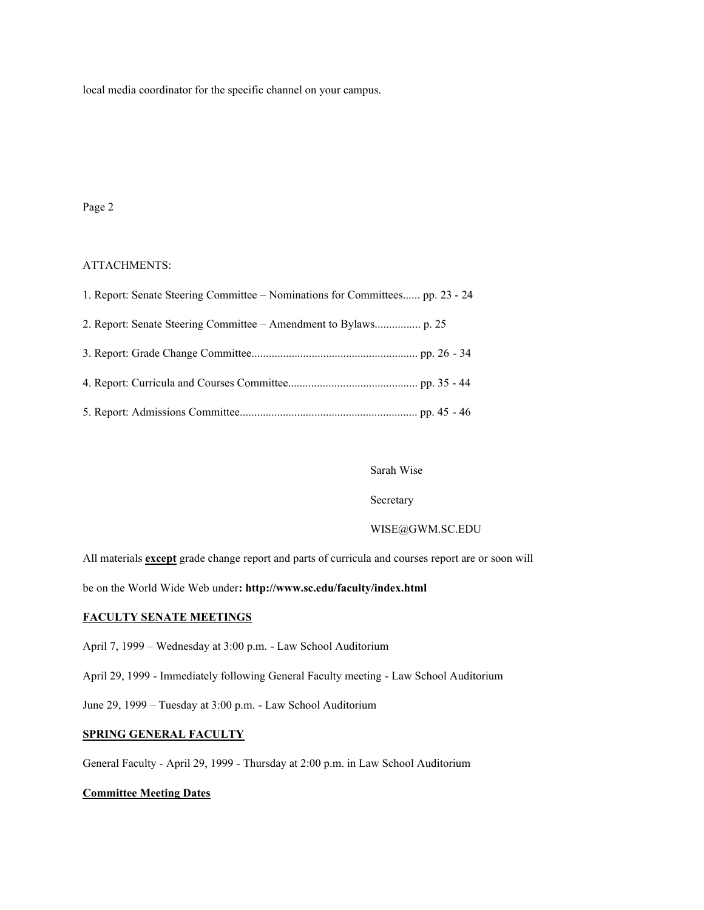local media coordinator for the specific channel on your campus.

Page 2

ATTACHMENTS:

1. Report: Senate Steering Committee – Nominations for Committees...... pp. 23 - 24
2. Report: Senate Steering Committee – Amendment to Bylaws................ p. 25
3. Report: Grade Change Committee.......................................................... pp. 26 - 34
4. Report: Curricula and Courses Committee............................................. pp. 35 - 44
5. Report: Admissions Committee............................................................. pp. 45 - 46

Sarah Wise

Secretary

WISE@GWM.SC.EDU

All materials **except** grade change report and parts of curricula and courses report are or soon will be on the World Wide Web under**: http://www.sc.edu/faculty/index.html**

**FACULTY SENATE MEETINGS**

April 7, 1999 – Wednesday at 3:00 p.m. - Law School Auditorium

April 29, 1999 - Immediately following General Faculty meeting - Law School Auditorium

June 29, 1999 – Tuesday at 3:00 p.m. - Law School Auditorium

**SPRING GENERAL FACULTY**

General Faculty - April 29, 1999 - Thursday at 2:00 p.m. in Law School Auditorium

**Committee Meeting Dates**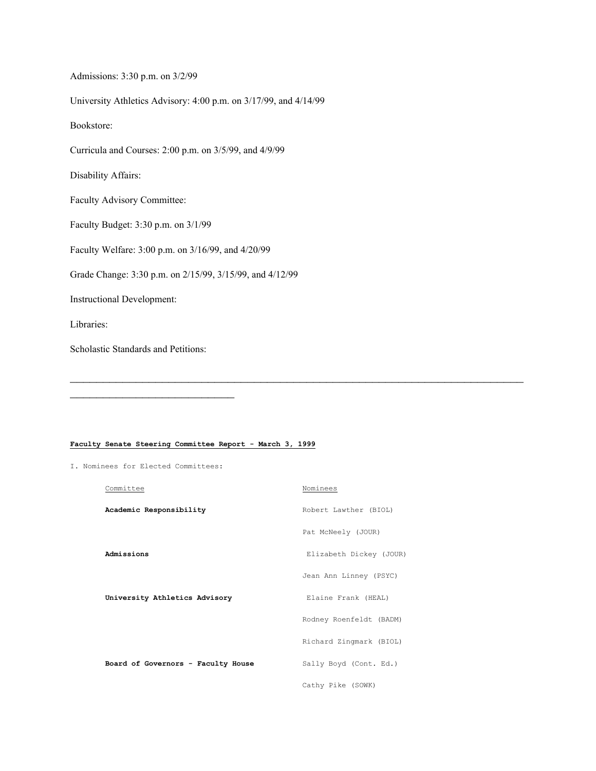Admissions: 3:30 p.m. on 3/2/99

University Athletics Advisory: 4:00 p.m. on 3/17/99, and 4/14/99

Bookstore:

Curricula and Courses: 2:00 p.m. on 3/5/99, and 4/9/99

Disability Affairs:

Faculty Advisory Committee:

Faculty Budget: 3:30 p.m. on 3/1/99

Faculty Welfare: 3:00 p.m. on 3/16/99, and 4/20/99

Grade Change: 3:30 p.m. on 2/15/99, 3/15/99, and 4/12/99

Instructional Development:

Libraries:

Scholastic Standards and Petitions:

---

**Faculty Senate Steering Committee Report - March 3, 1999**

I. Nominees for Elected Committees:

| Committee | Nominees |
|---|---|
| **Academic Responsibility** | Robert Lawther (BIOL) |
| | Pat McNeely (JOUR) |
| **Admissions** | Elizabeth Dickey (JOUR) |
| | Jean Ann Linney (PSYC) |
| **University Athletics Advisory** | Elaine Frank (HEAL) |
| | Rodney Roenfeldt (BADM) |
| | Richard Zingmark (BIOL) |
| **Board of Governors - Faculty House** | Sally Boyd (Cont. Ed.) |
| | Cathy Pike (SOWK) |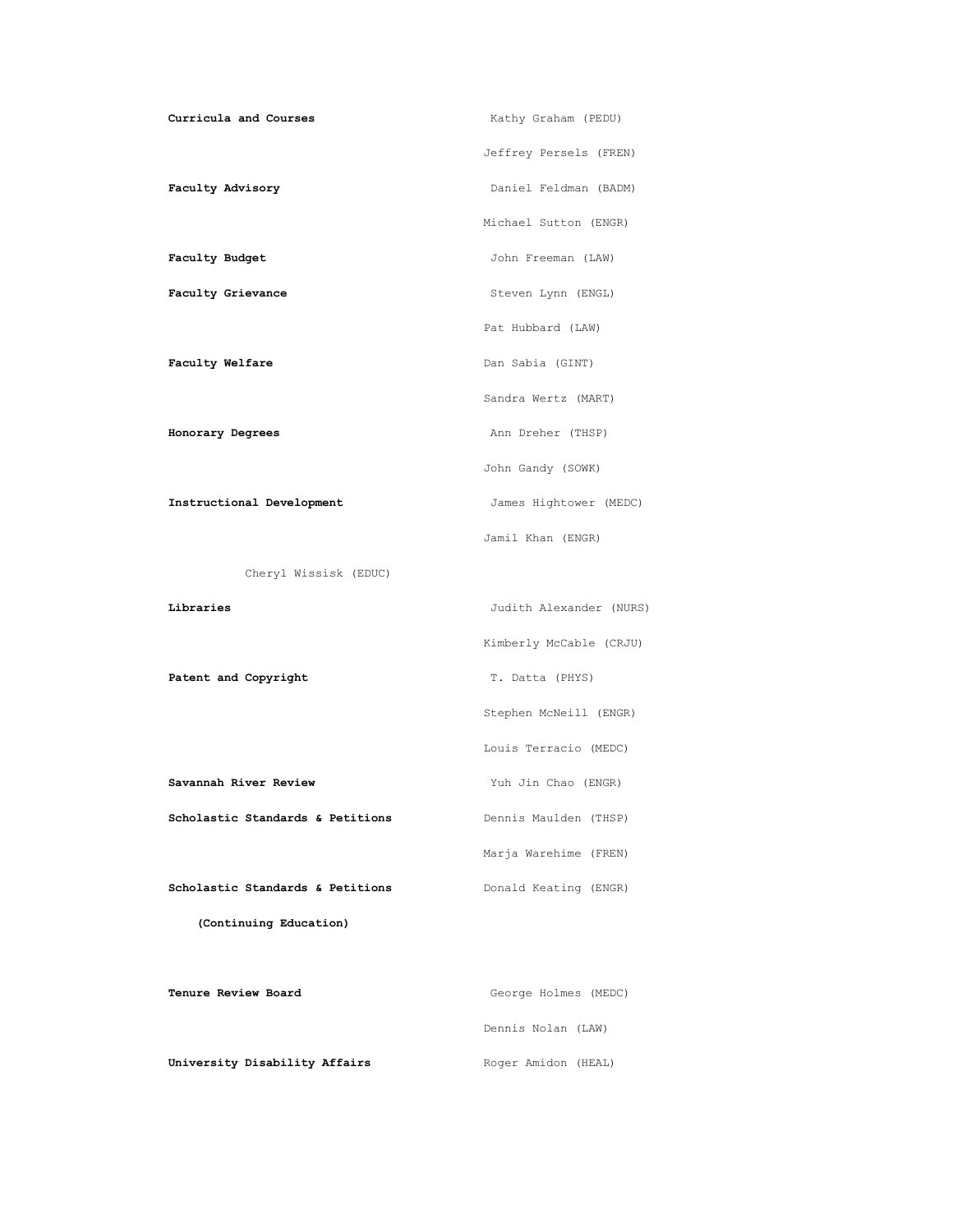| | |
|---|---|
| **Curricula and Courses** | Kathy Graham (PEDU) |
| | Jeffrey Persels (FREN) |
| **Faculty Advisory** | Daniel Feldman (BADM) |
| | Michael Sutton (ENGR) |
| **Faculty Budget** | John Freeman (LAW) |
| **Faculty Grievance** | Steven Lynn (ENGL) |
| | Pat Hubbard (LAW) |
| **Faculty Welfare** | Dan Sabia (GINT) |
| | Sandra Wertz (MART) |
| **Honorary Degrees** | Ann Dreher (THSP) |
| | John Gandy (SOWK) |
| **Instructional Development** | James Hightower (MEDC) |
| | Jamil Khan (ENGR) |
| Cheryl Wissisk (EDUC) | |
| **Libraries** | Judith Alexander (NURS) |
| | Kimberly McCable (CRJU) |
| **Patent and Copyright** | T. Datta (PHYS) |
| | Stephen McNeill (ENGR) |
| | Louis Terracio (MEDC) |
| **Savannah River Review** | Yuh Jin Chao (ENGR) |
| **Scholastic Standards & Petitions** | Dennis Maulden (THSP) |
| | Marja Warehime (FREN) |
| **Scholastic Standards & Petitions (Continuing Education)** | Donald Keating (ENGR) |
| **Tenure Review Board** | George Holmes (MEDC) |
| | Dennis Nolan (LAW) |
| **University Disability Affairs** | Roger Amidon (HEAL) |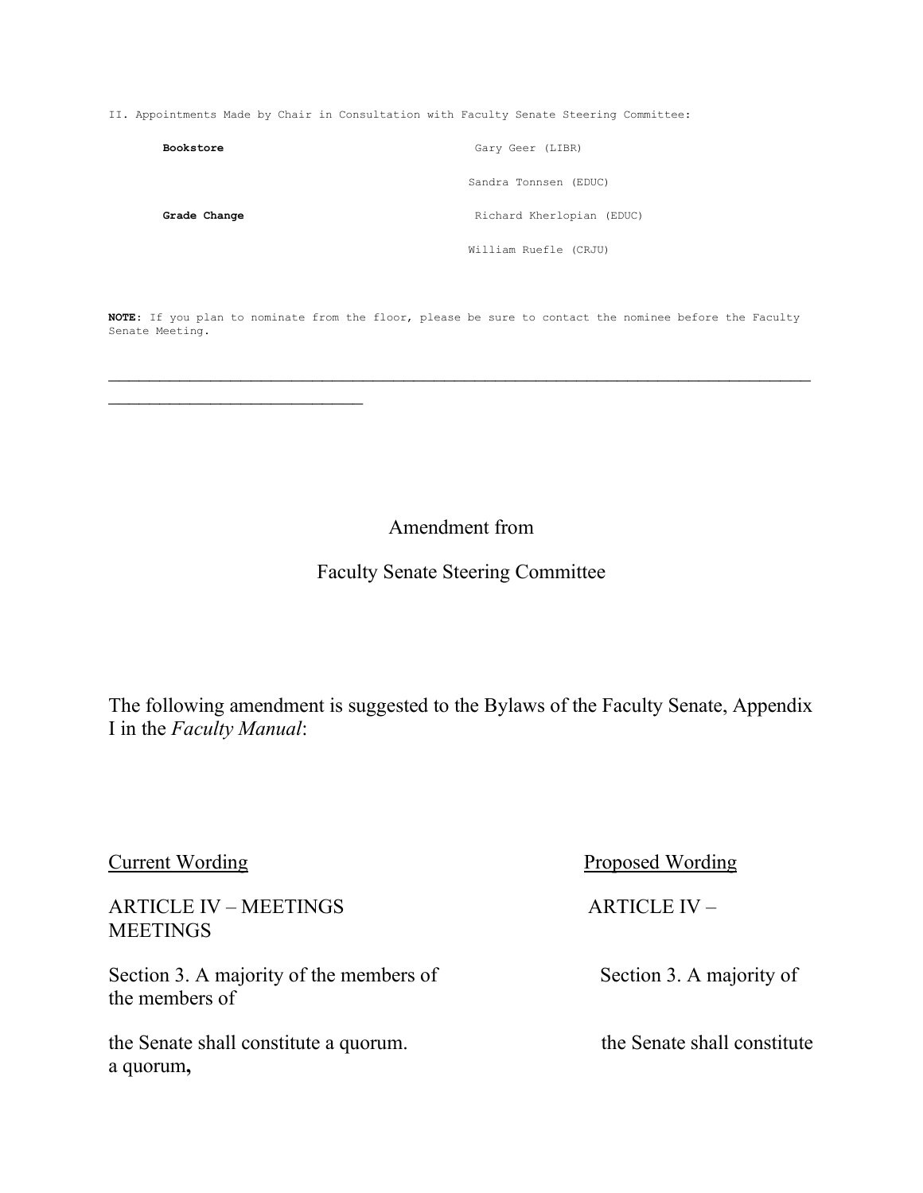II. Appointments Made by Chair in Consultation with Faculty Senate Steering Committee:

| | |
|---|---|
| **Bookstore** | Gary Geer (LIBR) |
| | Sandra Tonnsen (EDUC) |
| **Grade Change** | Richard Kherlopian (EDUC) |
| | William Ruefle (CRJU) |

**NOTE**: If you plan to nominate from the floor, please be sure to contact the nominee before the Faculty Senate Meeting.

---

## Amendment from

## Faculty Senate Steering Committee

The following amendment is suggested to the Bylaws of the Faculty Senate, Appendix I in the *Faculty Manual*:

| Current Wording | Proposed Wording |
|---|---|
| ARTICLE IV – MEETINGS | ARTICLE IV – MEETINGS |
| Section 3. A majority of the members of the Senate shall constitute a quorum. | Section 3. A majority of the members of the Senate shall constitute a quorum**,** |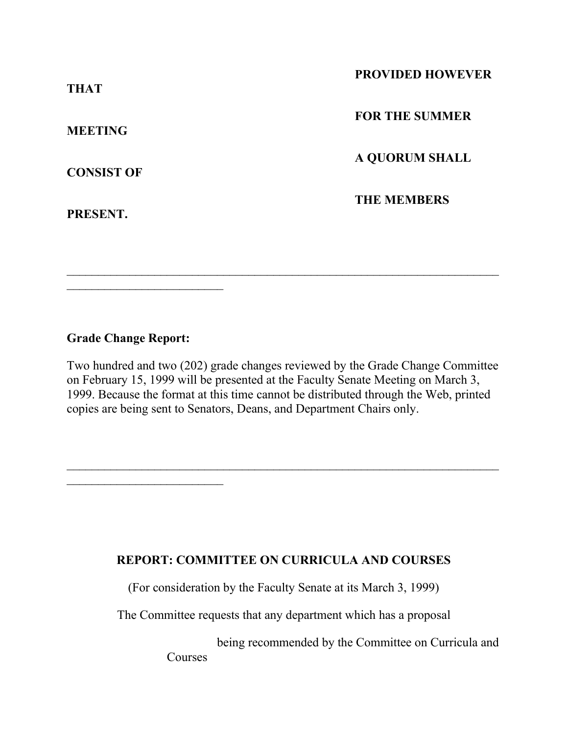**THAT** **PROVIDED HOWEVER**

**MEETING** **FOR THE SUMMER**

**CONSIST OF** **A QUORUM SHALL**

**PRESENT.** **THE MEMBERS**

---

**Grade Change Report:**

Two hundred and two (202) grade changes reviewed by the Grade Change Committee on February 15, 1999 will be presented at the Faculty Senate Meeting on March 3, 1999. Because the format at this time cannot be distributed through the Web, printed copies are being sent to Senators, Deans, and Department Chairs only.

---

**REPORT: COMMITTEE ON CURRICULA AND COURSES**

(For consideration by the Faculty Senate at its March 3, 1999)

The Committee requests that any department which has a proposal

being recommended by the Committee on Curricula and Courses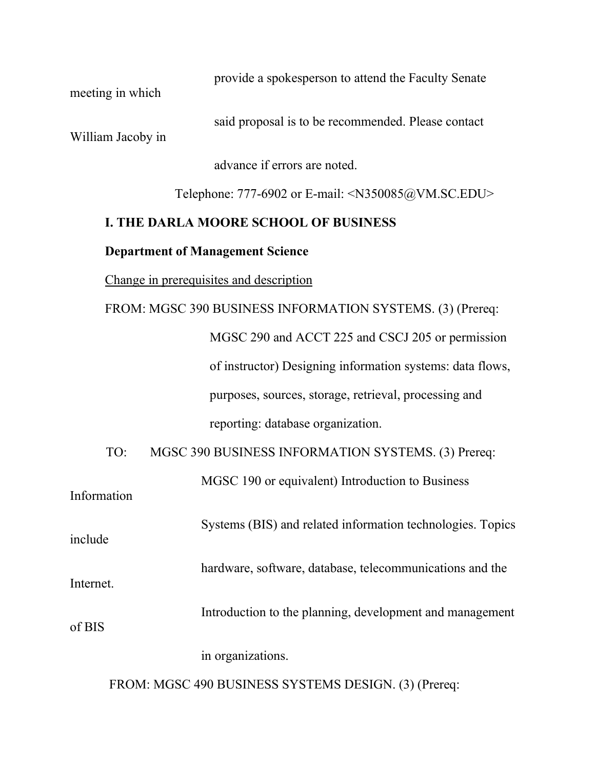provide a spokesperson to attend the Faculty Senate meeting in which said proposal is to be recommended. Please contact William Jacoby in advance if errors are noted.

Telephone: 777-6902 or E-mail: <N350085@VM.SC.EDU>

**I. THE DARLA MOORE SCHOOL OF BUSINESS**

**Department of Management Science**

Change in prerequisites and description

FROM: MGSC 390 BUSINESS INFORMATION SYSTEMS. (3) (Prereq: MGSC 290 and ACCT 225 and CSCJ 205 or permission of instructor) Designing information systems: data flows, purposes, sources, storage, retrieval, processing and reporting: database organization.

TO: MGSC 390 BUSINESS INFORMATION SYSTEMS. (3) Prereq: MGSC 190 or equivalent) Introduction to Business Information Systems (BIS) and related information technologies. Topics include hardware, software, database, telecommunications and the Internet. Introduction to the planning, development and management of BIS in organizations.

FROM: MGSC 490 BUSINESS SYSTEMS DESIGN. (3) (Prereq: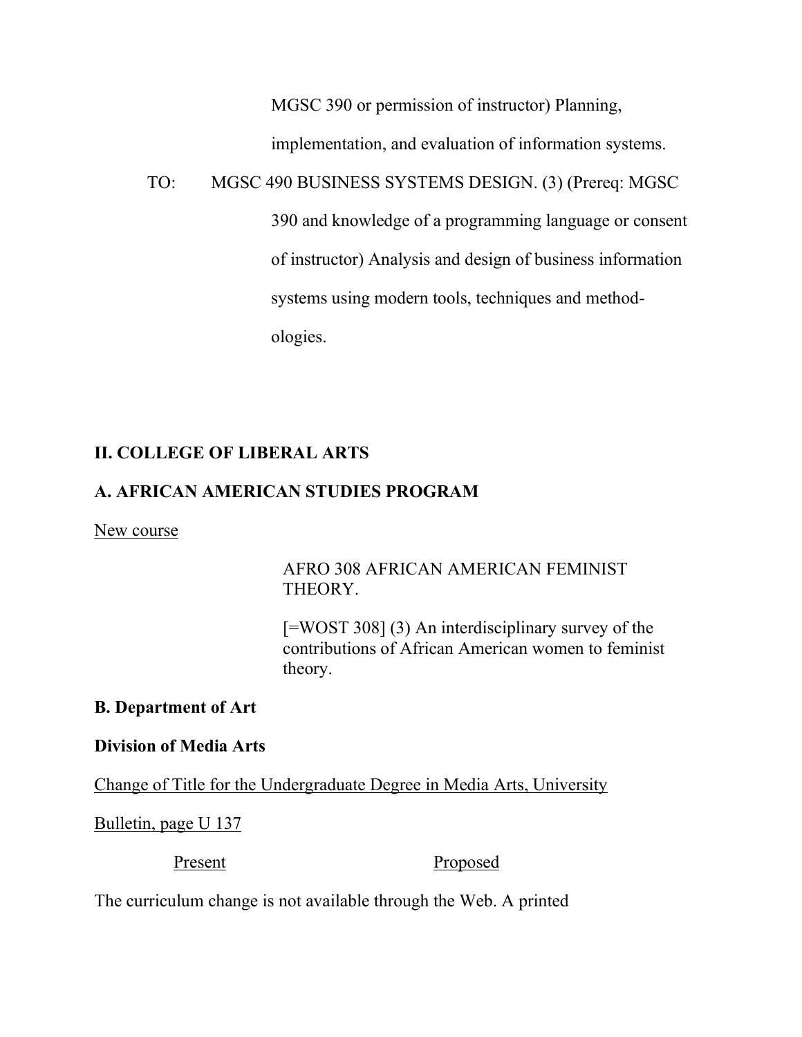MGSC 390 or permission of instructor) Planning, implementation, and evaluation of information systems.

TO: MGSC 490 BUSINESS SYSTEMS DESIGN. (3) (Prereq: MGSC 390 and knowledge of a programming language or consent of instructor) Analysis and design of business information systems using modern tools, techniques and method-ologies.

## II. COLLEGE OF LIBERAL ARTS

### A. AFRICAN AMERICAN STUDIES PROGRAM

New course

AFRO 308 AFRICAN AMERICAN FEMINIST THEORY.

[=WOST 308] (3) An interdisciplinary survey of the contributions of African American women to feminist theory.

### B. Department of Art

**Division of Media Arts**

Change of Title for the Undergraduate Degree in Media Arts, University Bulletin, page U 137

Present Proposed

The curriculum change is not available through the Web. A printed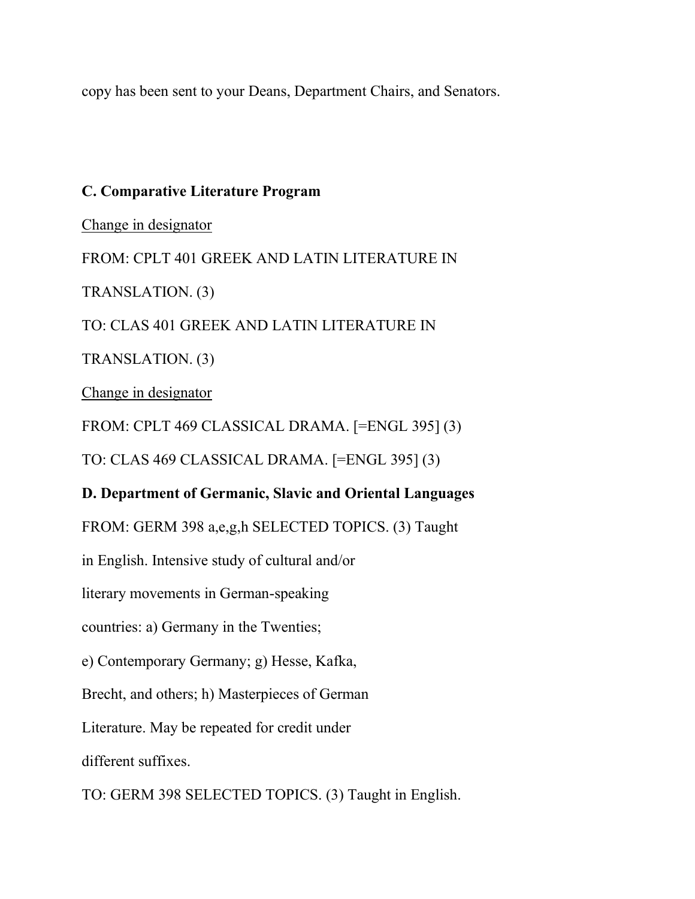copy has been sent to your Deans, Department Chairs, and Senators.

**C. Comparative Literature Program**

<u>Change in designator</u>

FROM: CPLT 401 GREEK AND LATIN LITERATURE IN TRANSLATION. (3)

TO: CLAS 401 GREEK AND LATIN LITERATURE IN TRANSLATION. (3)

<u>Change in designator</u>

FROM: CPLT 469 CLASSICAL DRAMA. [=ENGL 395] (3)

TO: CLAS 469 CLASSICAL DRAMA. [=ENGL 395] (3)

**D. Department of Germanic, Slavic and Oriental Languages**

FROM: GERM 398 a,e,g,h SELECTED TOPICS. (3) Taught in English. Intensive study of cultural and/or literary movements in German-speaking countries: a) Germany in the Twenties; e) Contemporary Germany; g) Hesse, Kafka, Brecht, and others; h) Masterpieces of German Literature. May be repeated for credit under different suffixes.

TO: GERM 398 SELECTED TOPICS. (3) Taught in English.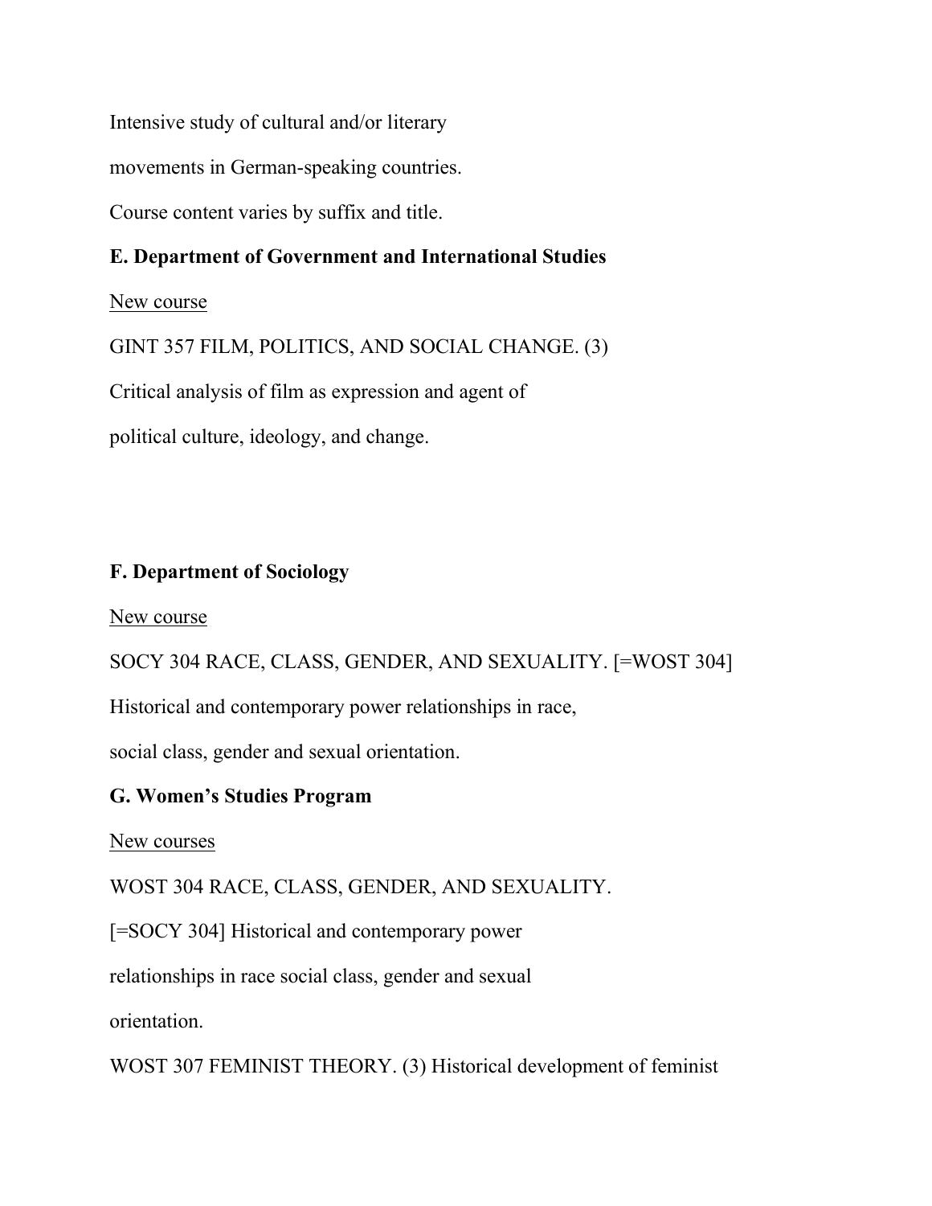Intensive study of cultural and/or literary

movements in German-speaking countries.

Course content varies by suffix and title.

**E. Department of Government and International Studies**

<u>New course</u>

GINT 357 FILM, POLITICS, AND SOCIAL CHANGE. (3)

Critical analysis of film as expression and agent of

political culture, ideology, and change.

**F. Department of Sociology**

<u>New course</u>

SOCY 304 RACE, CLASS, GENDER, AND SEXUALITY. [=WOST 304]

Historical and contemporary power relationships in race,

social class, gender and sexual orientation.

**G. Women's Studies Program**

<u>New courses</u>

WOST 304 RACE, CLASS, GENDER, AND SEXUALITY.

[=SOCY 304] Historical and contemporary power

relationships in race social class, gender and sexual

orientation.

WOST 307 FEMINIST THEORY. (3) Historical development of feminist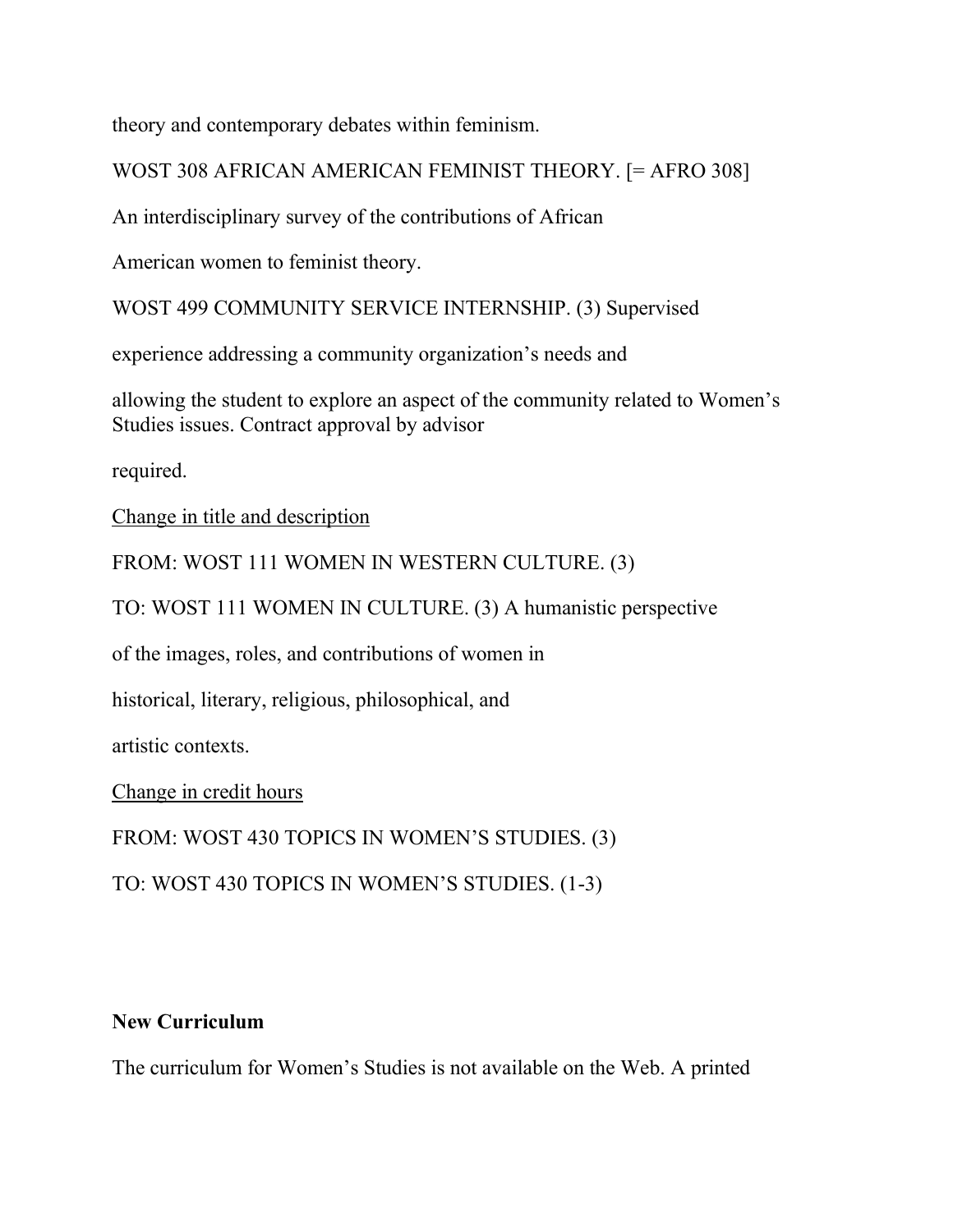theory and contemporary debates within feminism.

WOST 308 AFRICAN AMERICAN FEMINIST THEORY. [= AFRO 308]

An interdisciplinary survey of the contributions of African American women to feminist theory.

WOST 499 COMMUNITY SERVICE INTERNSHIP. (3) Supervised experience addressing a community organization's needs and allowing the student to explore an aspect of the community related to Women's Studies issues. Contract approval by advisor required.

<u>Change in title and description</u>

FROM: WOST 111 WOMEN IN WESTERN CULTURE. (3)

TO: WOST 111 WOMEN IN CULTURE. (3) A humanistic perspective of the images, roles, and contributions of women in historical, literary, religious, philosophical, and artistic contexts.

<u>Change in credit hours</u>

FROM: WOST 430 TOPICS IN WOMEN'S STUDIES. (3)

TO: WOST 430 TOPICS IN WOMEN'S STUDIES. (1-3)

**New Curriculum**

The curriculum for Women's Studies is not available on the Web. A printed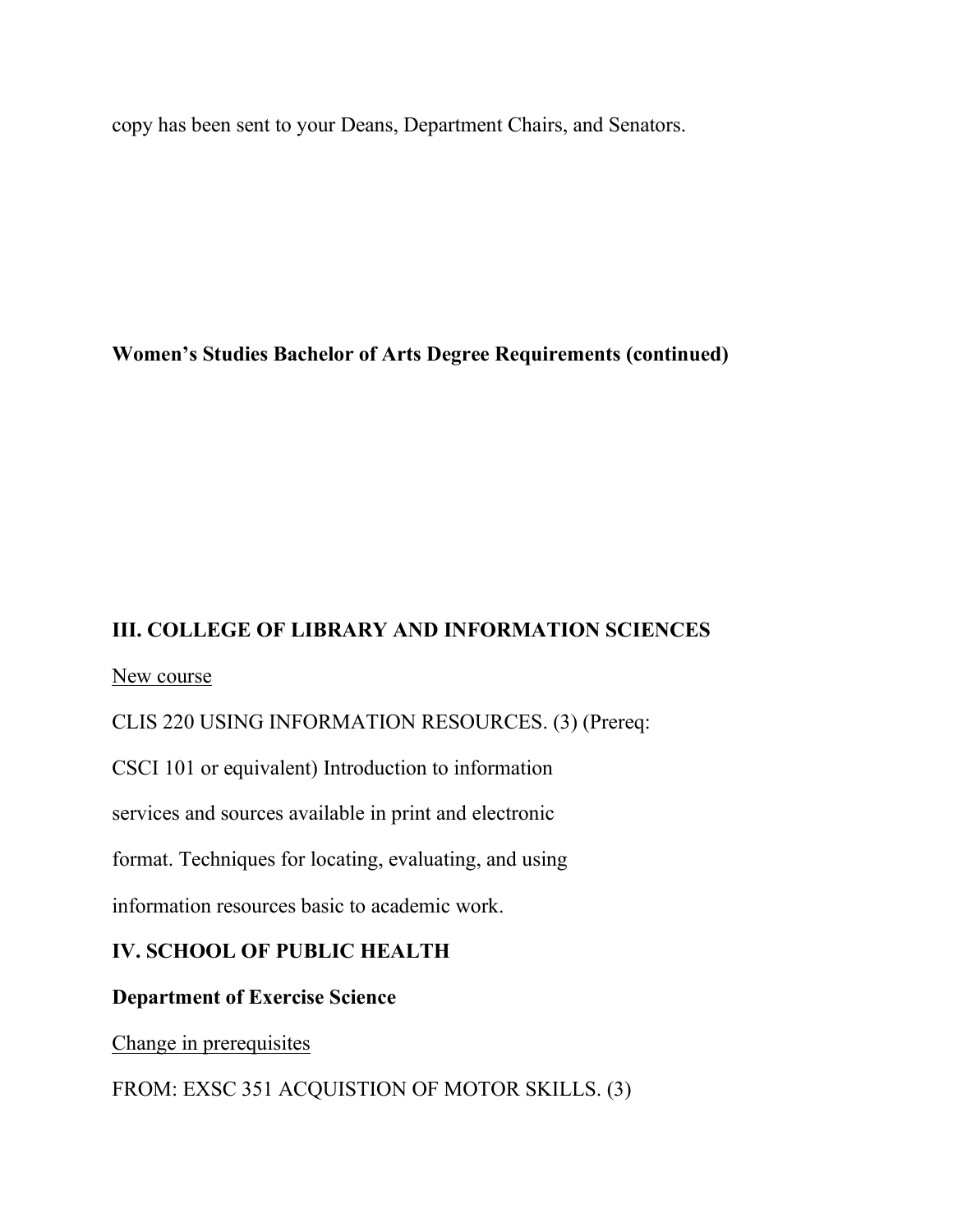copy has been sent to your Deans, Department Chairs, and Senators.

**Women's Studies Bachelor of Arts Degree Requirements (continued)**

## III. COLLEGE OF LIBRARY AND INFORMATION SCIENCES

New course

CLIS 220 USING INFORMATION RESOURCES. (3) (Prereq: CSCI 101 or equivalent) Introduction to information services and sources available in print and electronic format. Techniques for locating, evaluating, and using information resources basic to academic work.

## IV. SCHOOL OF PUBLIC HEALTH

### Department of Exercise Science

Change in prerequisites

FROM: EXSC 351 ACQUISTION OF MOTOR SKILLS. (3)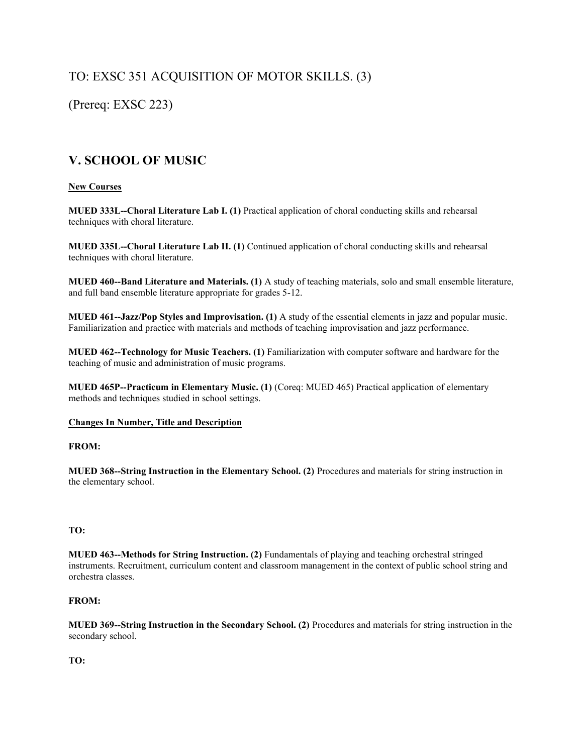TO: EXSC 351 ACQUISITION OF MOTOR SKILLS. (3)

(Prereq: EXSC 223)

## V. SCHOOL OF MUSIC

**New Courses**

**MUED 333L--Choral Literature Lab I. (1)** Practical application of choral conducting skills and rehearsal techniques with choral literature.

**MUED 335L--Choral Literature Lab II. (1)** Continued application of choral conducting skills and rehearsal techniques with choral literature.

**MUED 460--Band Literature and Materials. (1)** A study of teaching materials, solo and small ensemble literature, and full band ensemble literature appropriate for grades 5-12.

**MUED 461--Jazz/Pop Styles and Improvisation. (1)** A study of the essential elements in jazz and popular music. Familiarization and practice with materials and methods of teaching improvisation and jazz performance.

**MUED 462--Technology for Music Teachers. (1)** Familiarization with computer software and hardware for the teaching of music and administration of music programs.

**MUED 465P--Practicum in Elementary Music. (1)** (Coreq: MUED 465) Practical application of elementary methods and techniques studied in school settings.

**Changes In Number, Title and Description**

**FROM:**

**MUED 368--String Instruction in the Elementary School. (2)** Procedures and materials for string instruction in the elementary school.

**TO:**

**MUED 463--Methods for String Instruction. (2)** Fundamentals of playing and teaching orchestral stringed instruments. Recruitment, curriculum content and classroom management in the context of public school string and orchestra classes.

**FROM:**

**MUED 369--String Instruction in the Secondary School. (2)** Procedures and materials for string instruction in the secondary school.

**TO:**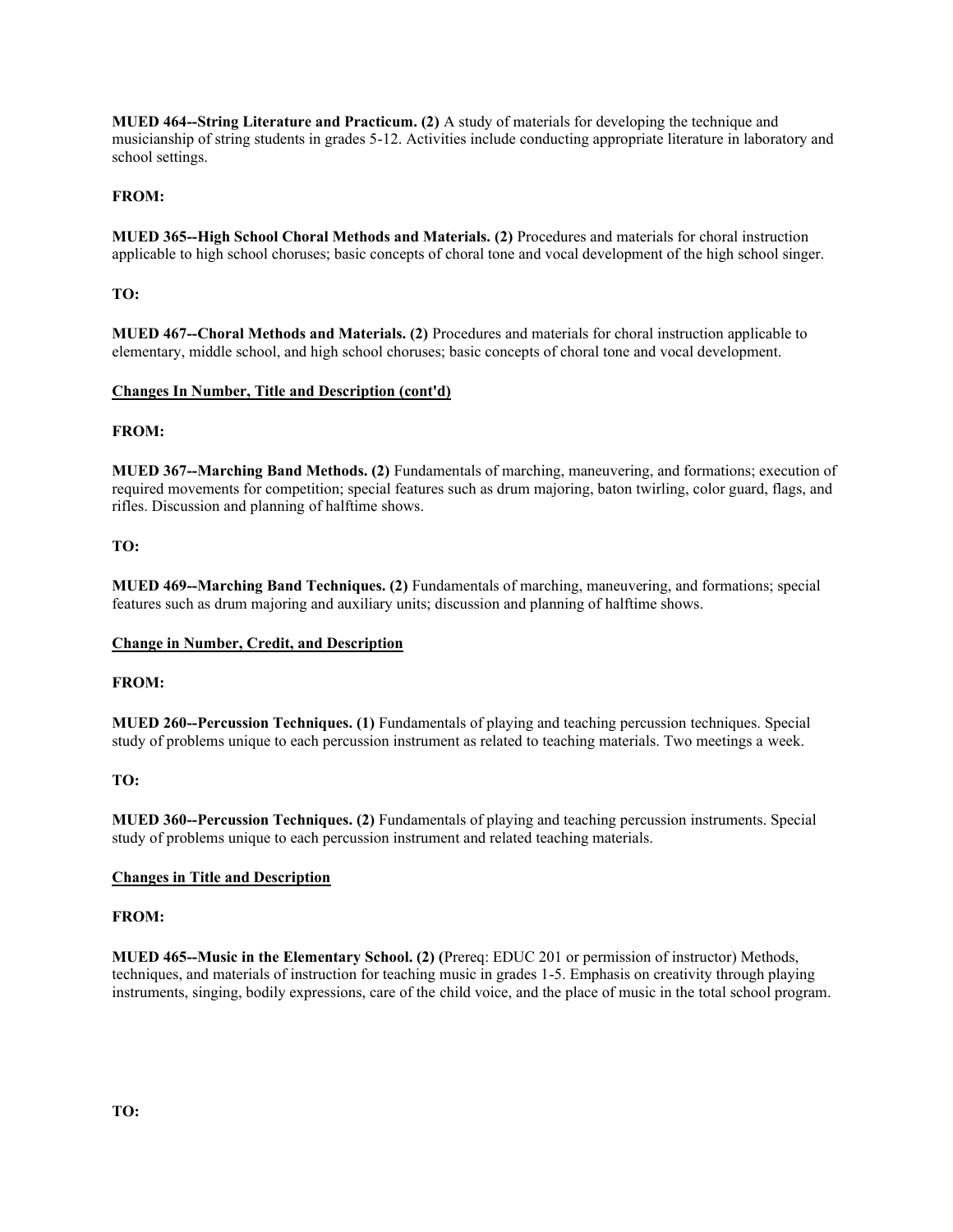**MUED 464--String Literature and Practicum. (2)** A study of materials for developing the technique and musicianship of string students in grades 5-12. Activities include conducting appropriate literature in laboratory and school settings.

**FROM:**

**MUED 365--High School Choral Methods and Materials. (2)** Procedures and materials for choral instruction applicable to high school choruses; basic concepts of choral tone and vocal development of the high school singer.

**TO:**

**MUED 467--Choral Methods and Materials. (2)** Procedures and materials for choral instruction applicable to elementary, middle school, and high school choruses; basic concepts of choral tone and vocal development.

**Changes In Number, Title and Description (cont'd)**

**FROM:**

**MUED 367--Marching Band Methods. (2)** Fundamentals of marching, maneuvering, and formations; execution of required movements for competition; special features such as drum majoring, baton twirling, color guard, flags, and rifles. Discussion and planning of halftime shows.

**TO:**

**MUED 469--Marching Band Techniques. (2)** Fundamentals of marching, maneuvering, and formations; special features such as drum majoring and auxiliary units; discussion and planning of halftime shows.

**Change in Number, Credit, and Description**

**FROM:**

**MUED 260--Percussion Techniques. (1)** Fundamentals of playing and teaching percussion techniques. Special study of problems unique to each percussion instrument as related to teaching materials. Two meetings a week.

**TO:**

**MUED 360--Percussion Techniques. (2)** Fundamentals of playing and teaching percussion instruments. Special study of problems unique to each percussion instrument and related teaching materials.

**Changes in Title and Description**

**FROM:**

**MUED 465--Music in the Elementary School. (2) (**Prereq: EDUC 201 or permission of instructor) Methods, techniques, and materials of instruction for teaching music in grades 1-5. Emphasis on creativity through playing instruments, singing, bodily expressions, care of the child voice, and the place of music in the total school program.

**TO:**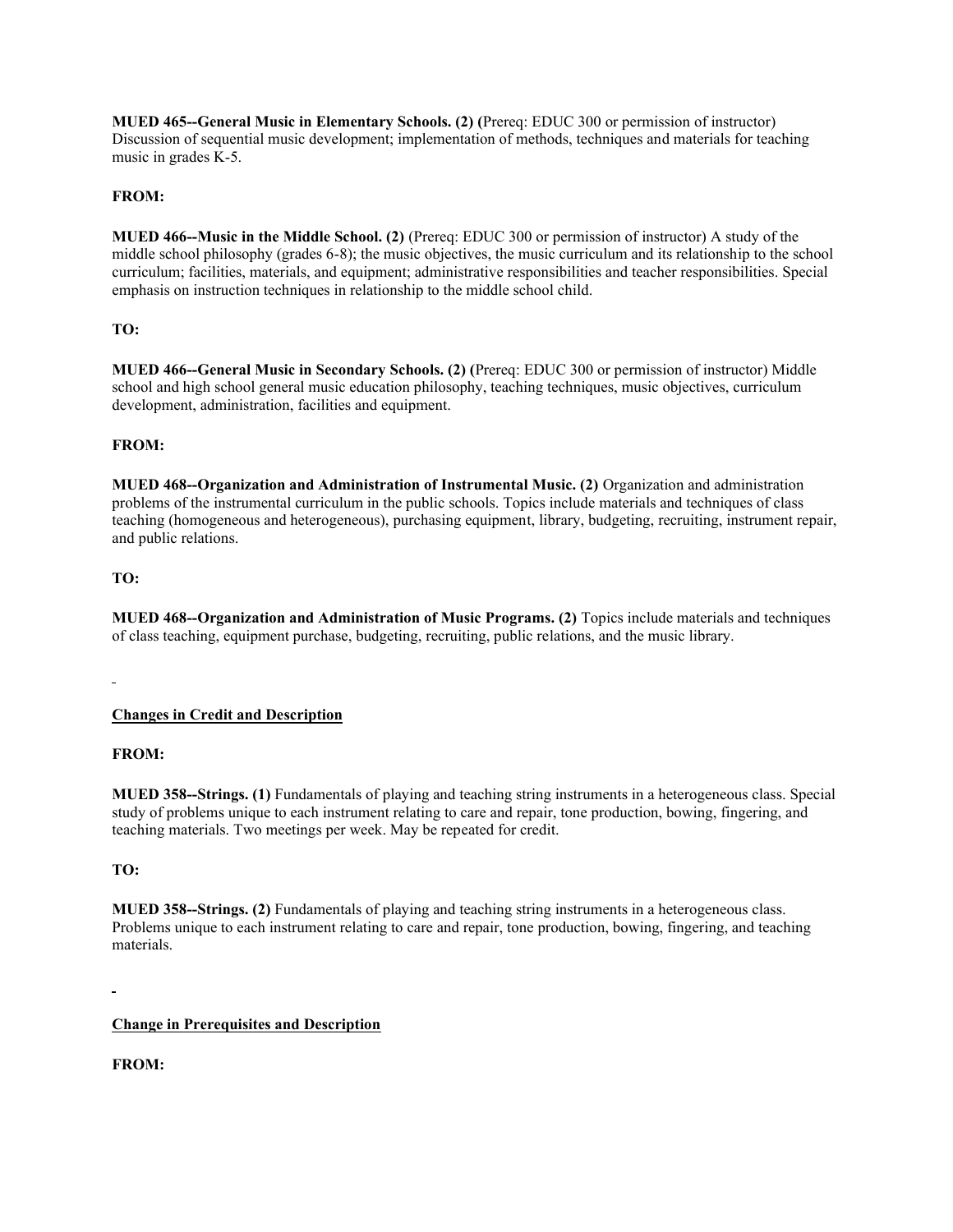**MUED 465--General Music in Elementary Schools. (2) (**Prereq: EDUC 300 or permission of instructor) Discussion of sequential music development; implementation of methods, techniques and materials for teaching music in grades K-5.

**FROM:**

**MUED 466--Music in the Middle School. (2)** (Prereq: EDUC 300 or permission of instructor) A study of the middle school philosophy (grades 6-8); the music objectives, the music curriculum and its relationship to the school curriculum; facilities, materials, and equipment; administrative responsibilities and teacher responsibilities. Special emphasis on instruction techniques in relationship to the middle school child.

**TO:**

**MUED 466--General Music in Secondary Schools. (2) (**Prereq: EDUC 300 or permission of instructor) Middle school and high school general music education philosophy, teaching techniques, music objectives, curriculum development, administration, facilities and equipment.

**FROM:**

**MUED 468--Organization and Administration of Instrumental Music. (2)** Organization and administration problems of the instrumental curriculum in the public schools. Topics include materials and techniques of class teaching (homogeneous and heterogeneous), purchasing equipment, library, budgeting, recruiting, instrument repair, and public relations.

**TO:**

**MUED 468--Organization and Administration of Music Programs. (2)** Topics include materials and techniques of class teaching, equipment purchase, budgeting, recruiting, public relations, and the music library.

**Changes in Credit and Description**

**FROM:**

**MUED 358--Strings. (1)** Fundamentals of playing and teaching string instruments in a heterogeneous class. Special study of problems unique to each instrument relating to care and repair, tone production, bowing, fingering, and teaching materials. Two meetings per week. May be repeated for credit.

**TO:**

**MUED 358--Strings. (2)** Fundamentals of playing and teaching string instruments in a heterogeneous class. Problems unique to each instrument relating to care and repair, tone production, bowing, fingering, and teaching materials.

**Change in Prerequisites and Description**

**FROM:**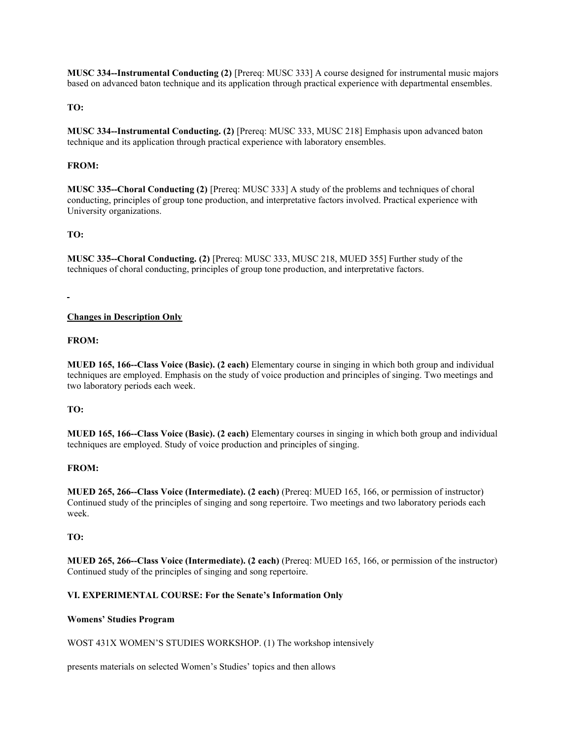**MUSC 334--Instrumental Conducting (2)** [Prereq: MUSC 333] A course designed for instrumental music majors based on advanced baton technique and its application through practical experience with departmental ensembles.

**TO:**

**MUSC 334--Instrumental Conducting. (2)** [Prereq: MUSC 333, MUSC 218] Emphasis upon advanced baton technique and its application through practical experience with laboratory ensembles.

**FROM:**

**MUSC 335--Choral Conducting (2)** [Prereq: MUSC 333] A study of the problems and techniques of choral conducting, principles of group tone production, and interpretative factors involved. Practical experience with University organizations.

**TO:**

**MUSC 335--Choral Conducting. (2)** [Prereq: MUSC 333, MUSC 218, MUED 355] Further study of the techniques of choral conducting, principles of group tone production, and interpretative factors.

**<u>Changes in Description Only</u>**

**FROM:**

**MUED 165, 166--Class Voice (Basic). (2 each)** Elementary course in singing in which both group and individual techniques are employed. Emphasis on the study of voice production and principles of singing. Two meetings and two laboratory periods each week.

**TO:**

**MUED 165, 166--Class Voice (Basic). (2 each)** Elementary courses in singing in which both group and individual techniques are employed. Study of voice production and principles of singing.

**FROM:**

**MUED 265, 266--Class Voice (Intermediate). (2 each)** (Prereq: MUED 165, 166, or permission of instructor) Continued study of the principles of singing and song repertoire. Two meetings and two laboratory periods each week.

**TO:**

**MUED 265, 266--Class Voice (Intermediate). (2 each)** (Prereq: MUED 165, 166, or permission of the instructor) Continued study of the principles of singing and song repertoire.

**VI. EXPERIMENTAL COURSE: For the Senate's Information Only**

**Womens' Studies Program**

WOST 431X WOMEN'S STUDIES WORKSHOP. (1) The workshop intensively

presents materials on selected Women's Studies' topics and then allows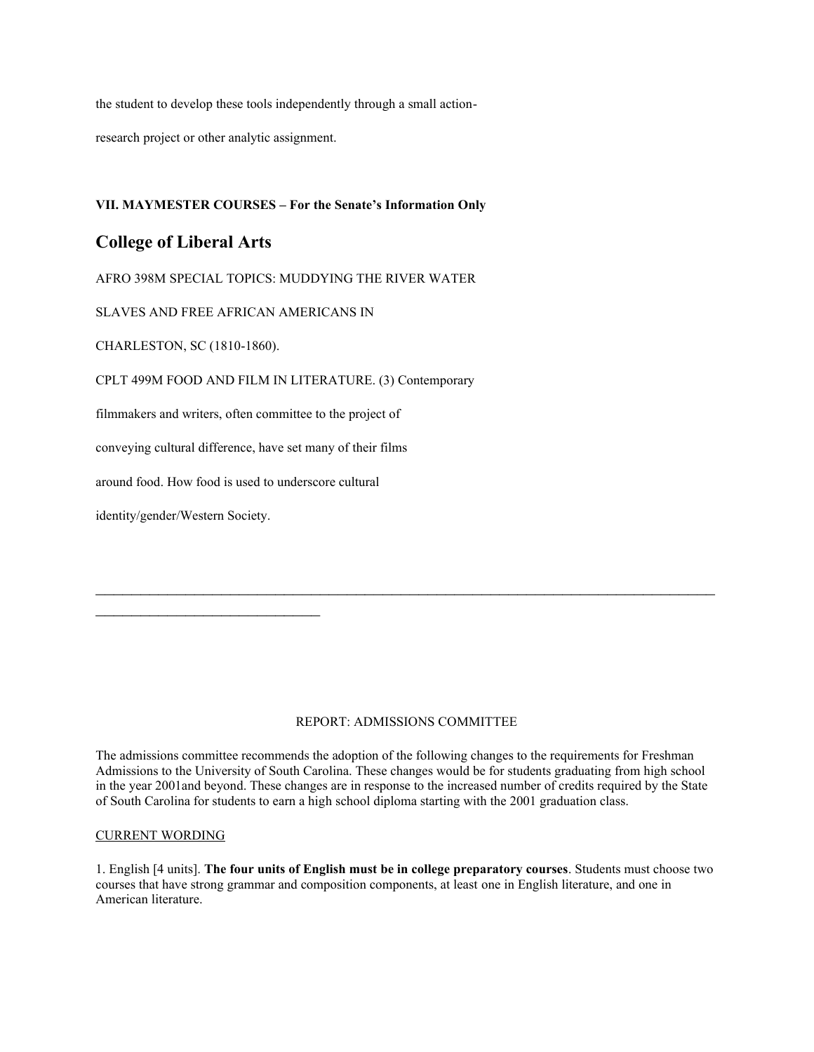the student to develop these tools independently through a small action-

research project or other analytic assignment.

**VII. MAYMESTER COURSES – For the Senate's Information Only**

## College of Liberal Arts

AFRO 398M SPECIAL TOPICS: MUDDYING THE RIVER WATER

SLAVES AND FREE AFRICAN AMERICANS IN

CHARLESTON, SC (1810-1860).

CPLT 499M FOOD AND FILM IN LITERATURE. (3) Contemporary

filmmakers and writers, often committee to the project of

conveying cultural difference, have set many of their films

around food. How food is used to underscore cultural

identity/gender/Western Society.

---

REPORT: ADMISSIONS COMMITTEE

The admissions committee recommends the adoption of the following changes to the requirements for Freshman Admissions to the University of South Carolina. These changes would be for students graduating from high school in the year 2001and beyond. These changes are in response to the increased number of credits required by the State of South Carolina for students to earn a high school diploma starting with the 2001 graduation class.

CURRENT WORDING

1. English [4 units]. **The four units of English must be in college preparatory courses**. Students must choose two courses that have strong grammar and composition components, at least one in English literature, and one in American literature.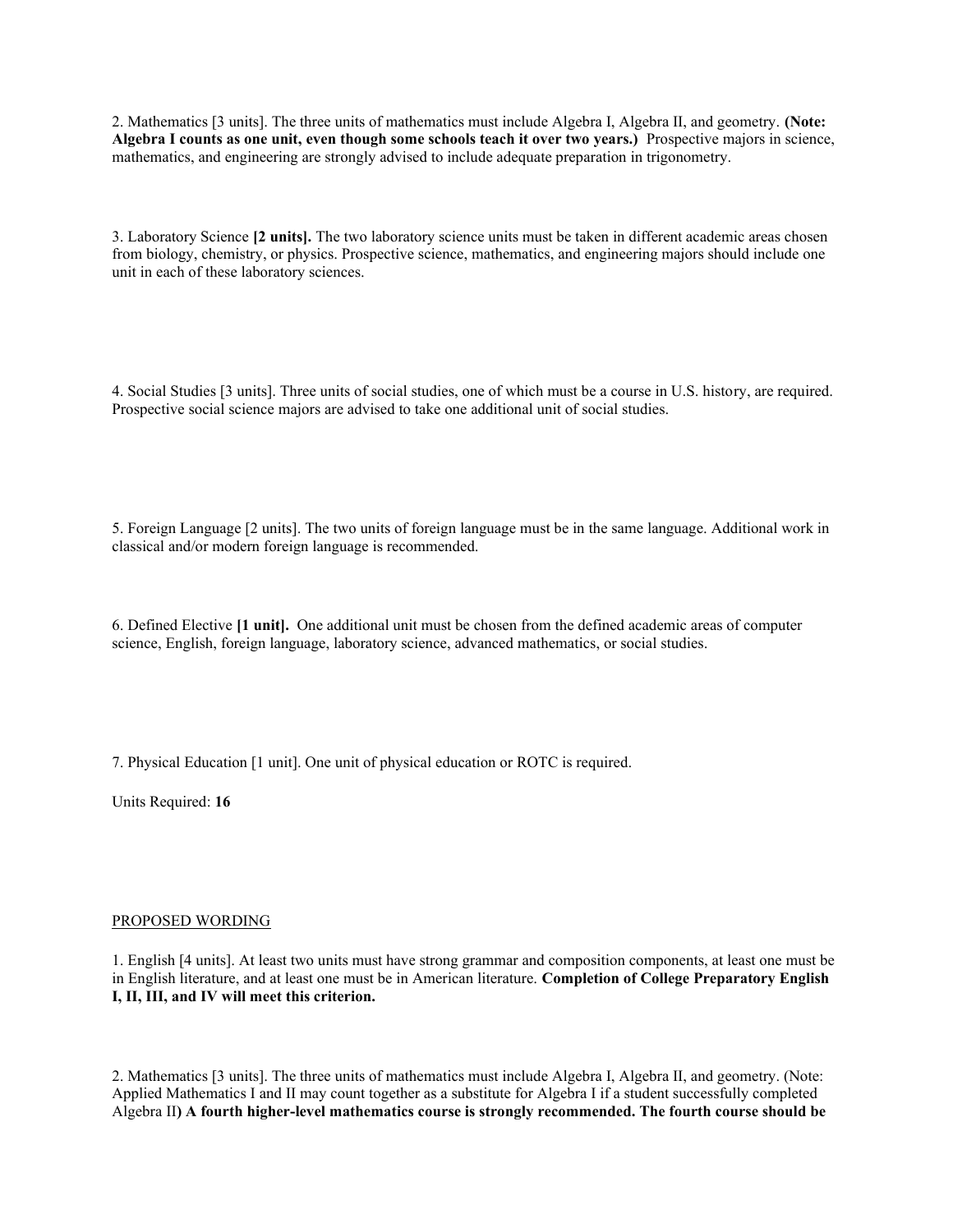2. Mathematics [3 units]. The three units of mathematics must include Algebra I, Algebra II, and geometry. **(Note: Algebra I counts as one unit, even though some schools teach it over two years.)** Prospective majors in science, mathematics, and engineering are strongly advised to include adequate preparation in trigonometry.

3. Laboratory Science **[2 units].** The two laboratory science units must be taken in different academic areas chosen from biology, chemistry, or physics. Prospective science, mathematics, and engineering majors should include one unit in each of these laboratory sciences.

4. Social Studies [3 units]. Three units of social studies, one of which must be a course in U.S. history, are required. Prospective social science majors are advised to take one additional unit of social studies.

5. Foreign Language [2 units]. The two units of foreign language must be in the same language. Additional work in classical and/or modern foreign language is recommended.

6. Defined Elective **[1 unit].** One additional unit must be chosen from the defined academic areas of computer science, English, foreign language, laboratory science, advanced mathematics, or social studies.

7. Physical Education [1 unit]. One unit of physical education or ROTC is required.

Units Required: **16**

<u>PROPOSED WORDING</u>

1. English [4 units]. At least two units must have strong grammar and composition components, at least one must be in English literature, and at least one must be in American literature. **Completion of College Preparatory English I, II, III, and IV will meet this criterion.**

2. Mathematics [3 units]. The three units of mathematics must include Algebra I, Algebra II, and geometry. (Note: Applied Mathematics I and II may count together as a substitute for Algebra I if a student successfully completed Algebra II**) A fourth higher-level mathematics course is strongly recommended. The fourth course should be**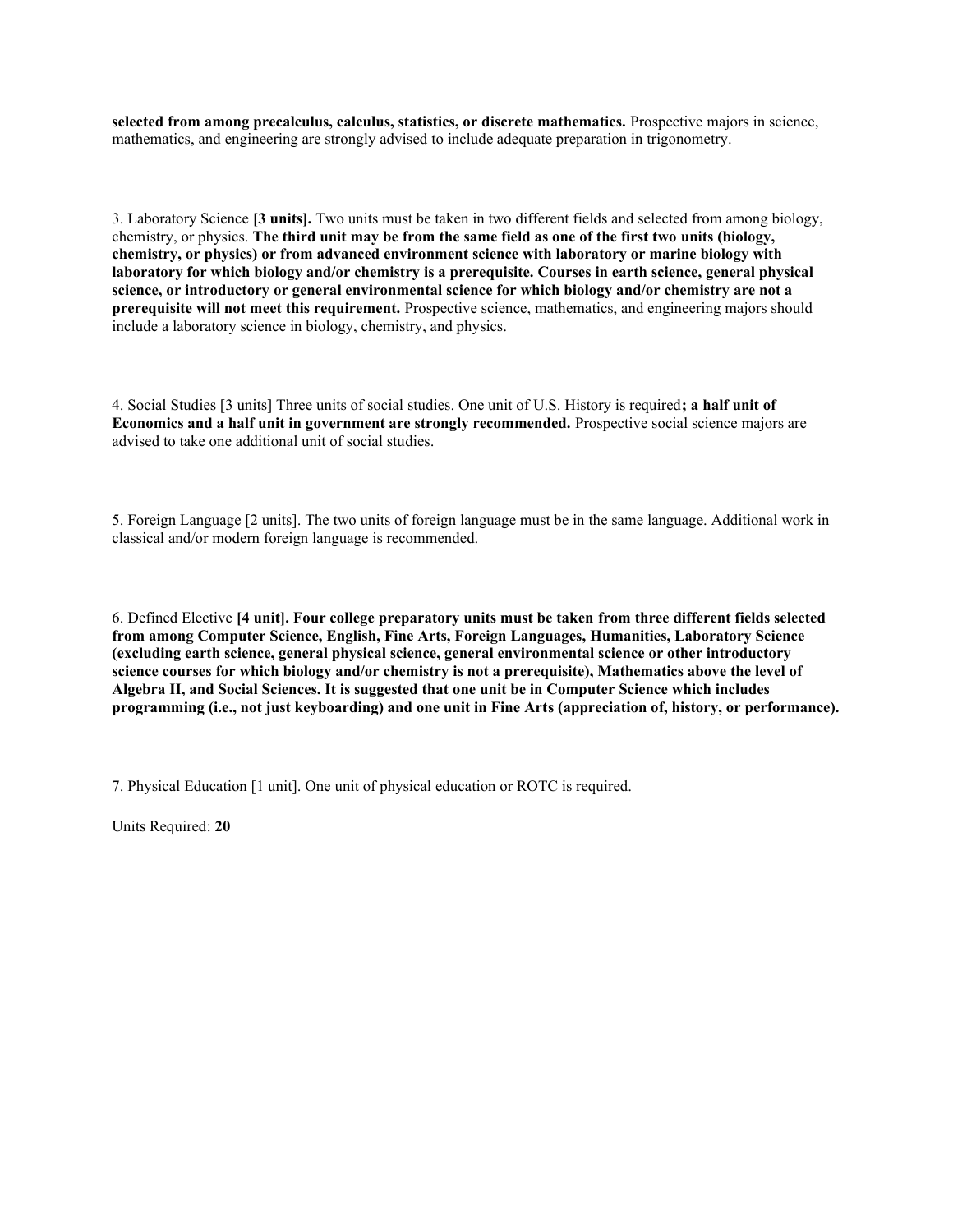**selected from among precalculus, calculus, statistics, or discrete mathematics.** Prospective majors in science, mathematics, and engineering are strongly advised to include adequate preparation in trigonometry.

3. Laboratory Science **[3 units].** Two units must be taken in two different fields and selected from among biology, chemistry, or physics. **The third unit may be from the same field as one of the first two units (biology, chemistry, or physics) or from advanced environment science with laboratory or marine biology with laboratory for which biology and/or chemistry is a prerequisite. Courses in earth science, general physical science, or introductory or general environmental science for which biology and/or chemistry are not a prerequisite will not meet this requirement.** Prospective science, mathematics, and engineering majors should include a laboratory science in biology, chemistry, and physics.

4. Social Studies [3 units] Three units of social studies. One unit of U.S. History is required**; a half unit of Economics and a half unit in government are strongly recommended.** Prospective social science majors are advised to take one additional unit of social studies.

5. Foreign Language [2 units]. The two units of foreign language must be in the same language. Additional work in classical and/or modern foreign language is recommended.

6. Defined Elective **[4 unit]. Four college preparatory units must be taken from three different fields selected from among Computer Science, English, Fine Arts, Foreign Languages, Humanities, Laboratory Science (excluding earth science, general physical science, general environmental science or other introductory science courses for which biology and/or chemistry is not a prerequisite), Mathematics above the level of Algebra II, and Social Sciences. It is suggested that one unit be in Computer Science which includes programming (i.e., not just keyboarding) and one unit in Fine Arts (appreciation of, history, or performance).**

7. Physical Education [1 unit]. One unit of physical education or ROTC is required.

Units Required: **20**